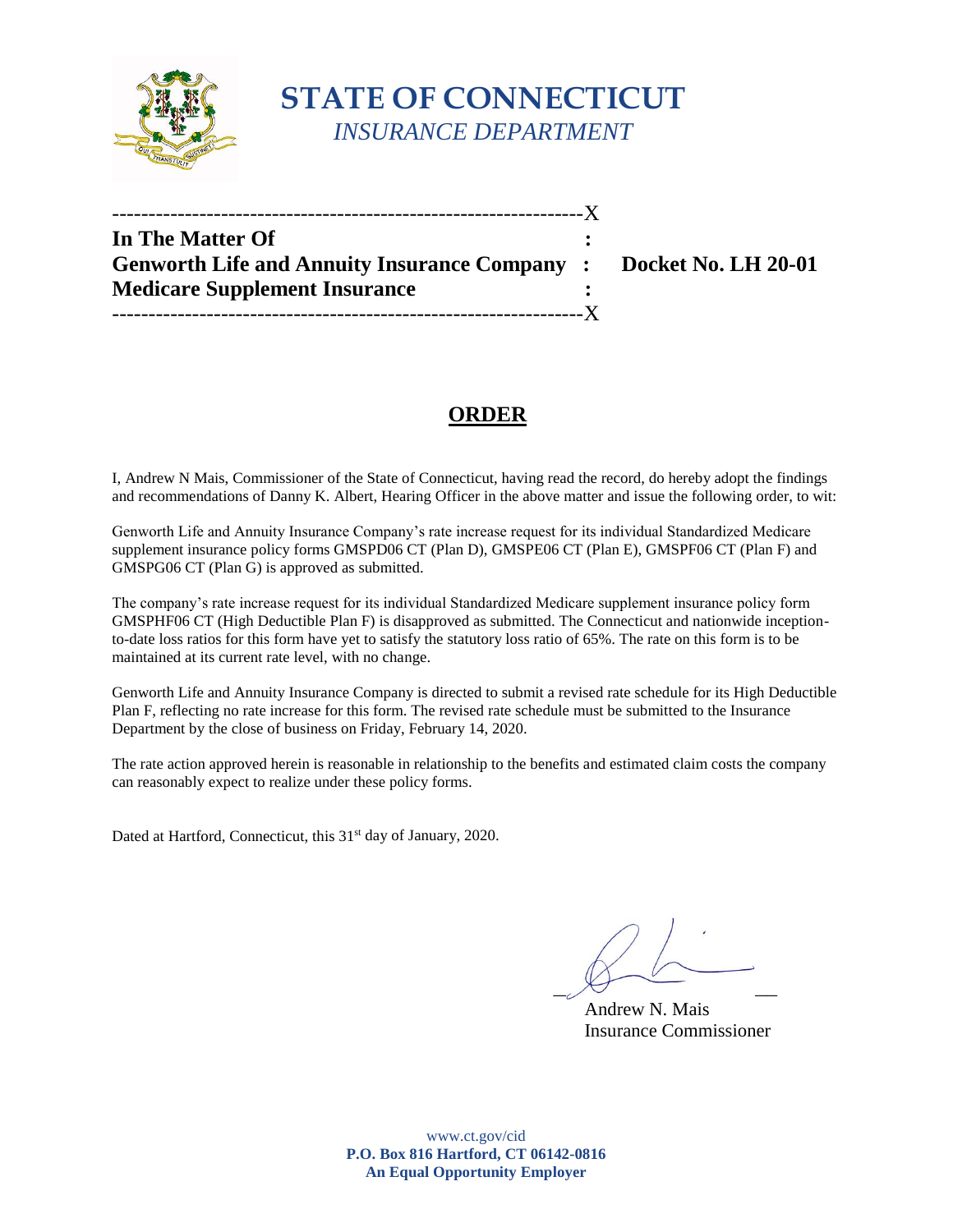# STATE OF CONNECTICUT

*INSURANCE DEPARTMENT*

---------------------------------------------------------------X

**In The Matter Of :**

**Genworth Life and Annuity Insurance Company : Docket No. LH 20-01**

**Medicare Supplement Insurance :**

---------------------------------------------------------------X

## ORDER

I, Andrew N Mais, Commissioner of the State of Connecticut, having read the record, do hereby adopt the findings and recommendations of Danny K. Albert, Hearing Officer in the above matter and issue the following order, to wit:

Genworth Life and Annuity Insurance Company's rate increase request for its individual Standardized Medicare supplement insurance policy forms GMSPD06 CT (Plan D), GMSPE06 CT (Plan E), GMSPF06 CT (Plan F) and GMSPG06 CT (Plan G) is approved as submitted.

The company's rate increase request for its individual Standardized Medicare supplement insurance policy form GMSPHF06 CT (High Deductible Plan F) is disapproved as submitted. The Connecticut and nationwide inception-to-date loss ratios for this form have yet to satisfy the statutory loss ratio of 65%. The rate on this form is to be maintained at its current rate level, with no change.

Genworth Life and Annuity Insurance Company is directed to submit a revised rate schedule for its High Deductible Plan F, reflecting no rate increase for this form. The revised rate schedule must be submitted to the Insurance Department by the close of business on Friday, February 14, 2020.

The rate action approved herein is reasonable in relationship to the benefits and estimated claim costs the company can reasonably expect to realize under these policy forms.

Dated at Hartford, Connecticut, this 31st day of January, 2020.

Andrew N. Mais
Insurance Commissioner

www.ct.gov/cid
**P.O. Box 816 Hartford, CT 06142-0816**
**An Equal Opportunity Employer**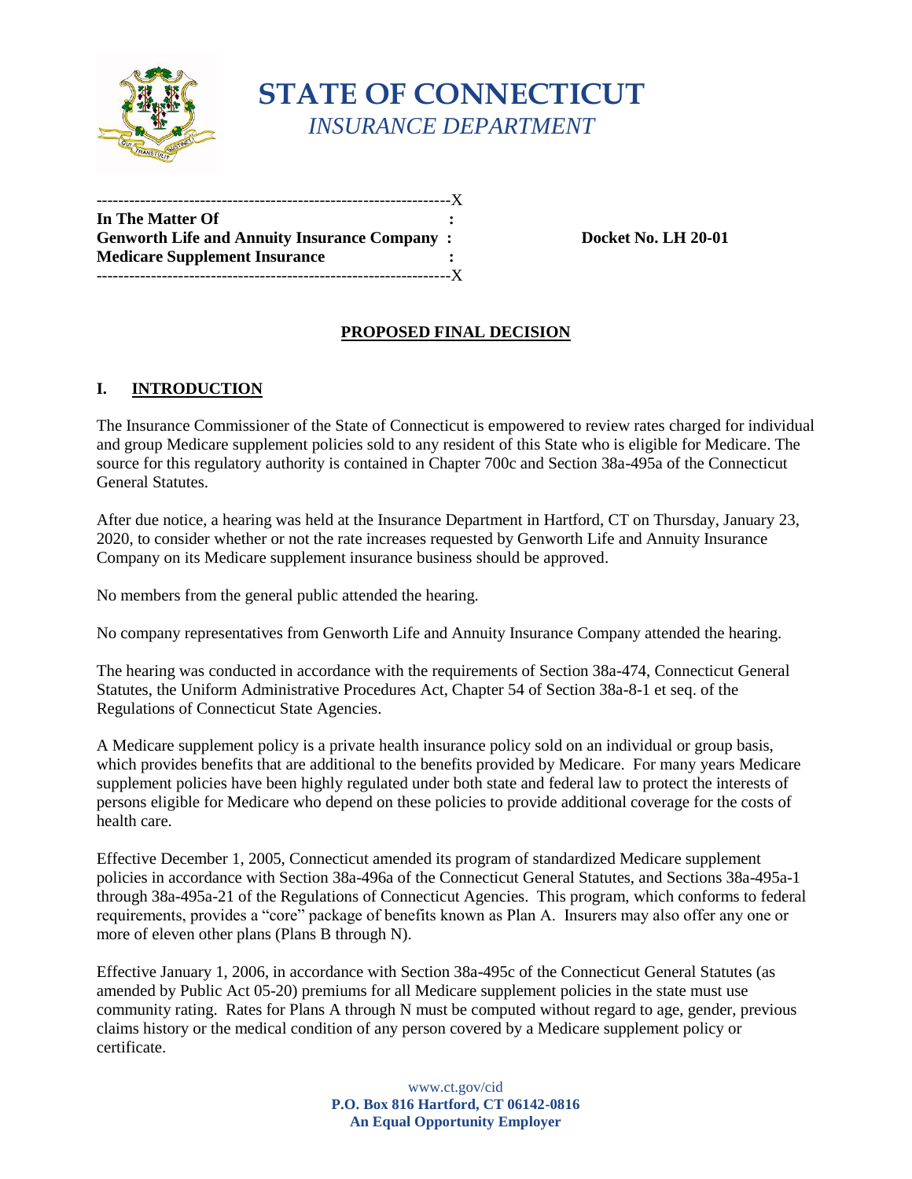# STATE OF CONNECTICUT

*INSURANCE DEPARTMENT*

```
---------------------------------------------------------------X
In The Matter Of                                              :
Genworth Life and Annuity Insurance Company :                      Docket No. LH 20-01
Medicare Supplement Insurance                                 :
---------------------------------------------------------------X
```

## PROPOSED FINAL DECISION

## I. INTRODUCTION

The Insurance Commissioner of the State of Connecticut is empowered to review rates charged for individual and group Medicare supplement policies sold to any resident of this State who is eligible for Medicare. The source for this regulatory authority is contained in Chapter 700c and Section 38a-495a of the Connecticut General Statutes.

After due notice, a hearing was held at the Insurance Department in Hartford, CT on Thursday, January 23, 2020, to consider whether or not the rate increases requested by Genworth Life and Annuity Insurance Company on its Medicare supplement insurance business should be approved.

No members from the general public attended the hearing.

No company representatives from Genworth Life and Annuity Insurance Company attended the hearing.

The hearing was conducted in accordance with the requirements of Section 38a-474, Connecticut General Statutes, the Uniform Administrative Procedures Act, Chapter 54 of Section 38a-8-1 et seq. of the Regulations of Connecticut State Agencies.

A Medicare supplement policy is a private health insurance policy sold on an individual or group basis, which provides benefits that are additional to the benefits provided by Medicare. For many years Medicare supplement policies have been highly regulated under both state and federal law to protect the interests of persons eligible for Medicare who depend on these policies to provide additional coverage for the costs of health care.

Effective December 1, 2005, Connecticut amended its program of standardized Medicare supplement policies in accordance with Section 38a-496a of the Connecticut General Statutes, and Sections 38a-495a-1 through 38a-495a-21 of the Regulations of Connecticut Agencies. This program, which conforms to federal requirements, provides a "core" package of benefits known as Plan A. Insurers may also offer any one or more of eleven other plans (Plans B through N).

Effective January 1, 2006, in accordance with Section 38a-495c of the Connecticut General Statutes (as amended by Public Act 05-20) premiums for all Medicare supplement policies in the state must use community rating. Rates for Plans A through N must be computed without regard to age, gender, previous claims history or the medical condition of any person covered by a Medicare supplement policy or certificate.

www.ct.gov/cid
**P.O. Box 816 Hartford, CT 06142-0816**
**An Equal Opportunity Employer**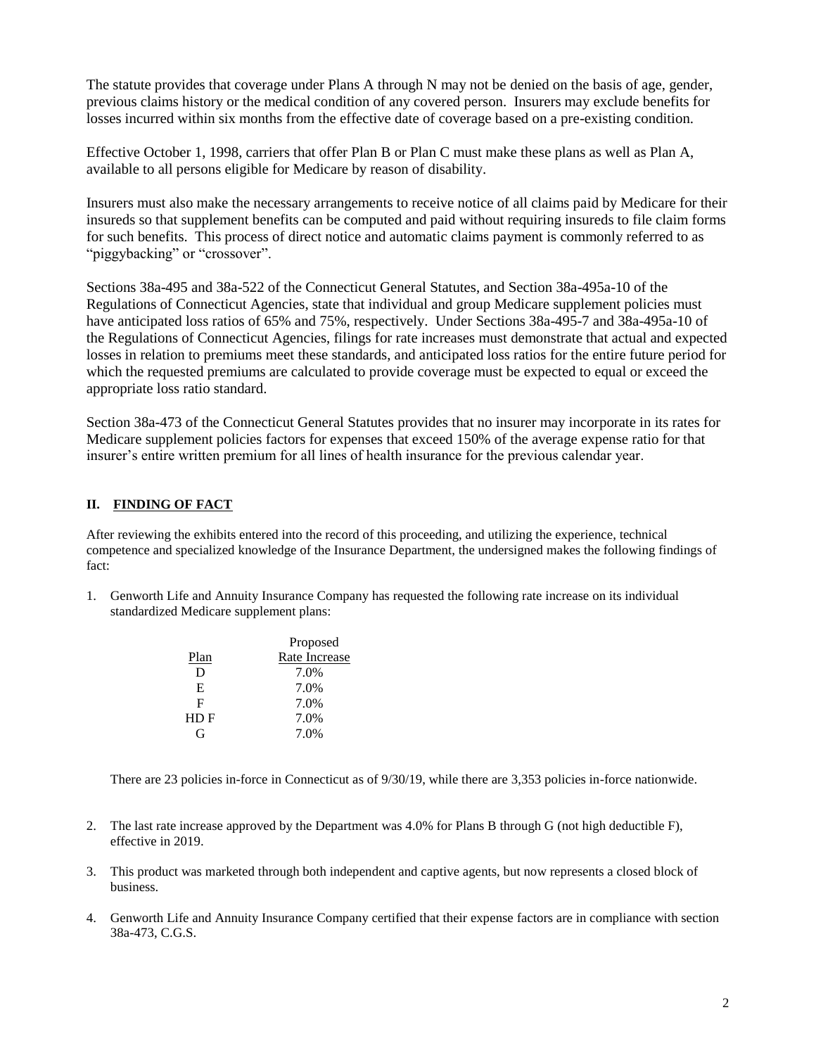The statute provides that coverage under Plans A through N may not be denied on the basis of age, gender, previous claims history or the medical condition of any covered person. Insurers may exclude benefits for losses incurred within six months from the effective date of coverage based on a pre-existing condition.

Effective October 1, 1998, carriers that offer Plan B or Plan C must make these plans as well as Plan A, available to all persons eligible for Medicare by reason of disability.

Insurers must also make the necessary arrangements to receive notice of all claims paid by Medicare for their insureds so that supplement benefits can be computed and paid without requiring insureds to file claim forms for such benefits. This process of direct notice and automatic claims payment is commonly referred to as "piggybacking" or "crossover".

Sections 38a-495 and 38a-522 of the Connecticut General Statutes, and Section 38a-495a-10 of the Regulations of Connecticut Agencies, state that individual and group Medicare supplement policies must have anticipated loss ratios of 65% and 75%, respectively. Under Sections 38a-495-7 and 38a-495a-10 of the Regulations of Connecticut Agencies, filings for rate increases must demonstrate that actual and expected losses in relation to premiums meet these standards, and anticipated loss ratios for the entire future period for which the requested premiums are calculated to provide coverage must be expected to equal or exceed the appropriate loss ratio standard.

Section 38a-473 of the Connecticut General Statutes provides that no insurer may incorporate in its rates for Medicare supplement policies factors for expenses that exceed 150% of the average expense ratio for that insurer's entire written premium for all lines of health insurance for the previous calendar year.

## II. FINDING OF FACT

After reviewing the exhibits entered into the record of this proceeding, and utilizing the experience, technical competence and specialized knowledge of the Insurance Department, the undersigned makes the following findings of fact:

1. Genworth Life and Annuity Insurance Company has requested the following rate increase on its individual standardized Medicare supplement plans:

| Plan | Proposed Rate Increase |
|---|---|
| D | 7.0% |
| E | 7.0% |
| F | 7.0% |
| HD F | 7.0% |
| G | 7.0% |

   There are 23 policies in-force in Connecticut as of 9/30/19, while there are 3,353 policies in-force nationwide.

2. The last rate increase approved by the Department was 4.0% for Plans B through G (not high deductible F), effective in 2019.

3. This product was marketed through both independent and captive agents, but now represents a closed block of business.

4. Genworth Life and Annuity Insurance Company certified that their expense factors are in compliance with section 38a-473, C.G.S.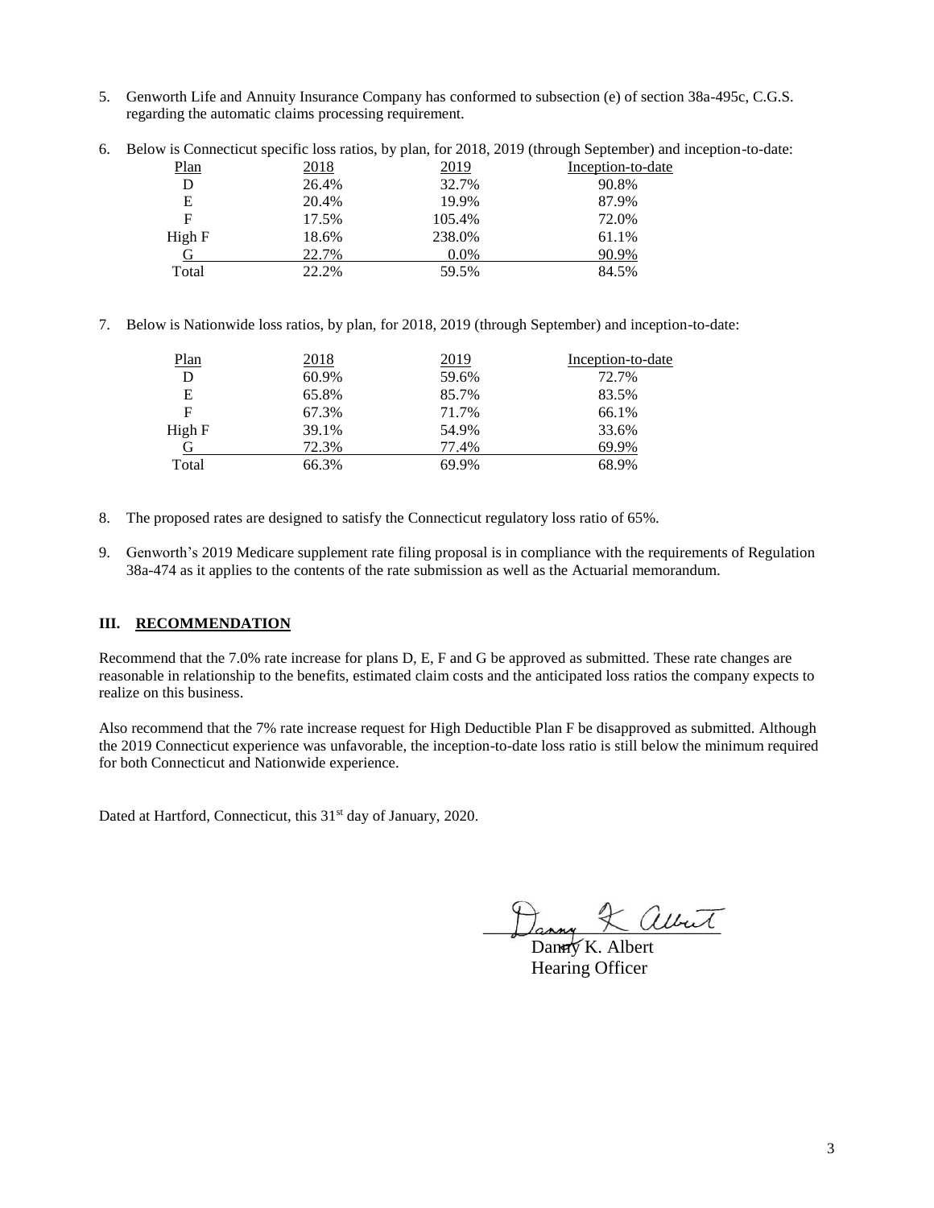5. Genworth Life and Annuity Insurance Company has conformed to subsection (e) of section 38a-495c, C.G.S. regarding the automatic claims processing requirement.

6. Below is Connecticut specific loss ratios, by plan, for 2018, 2019 (through September) and inception-to-date:

| Plan | 2018 | 2019 | Inception-to-date |
|---|---|---|---|
| D | 26.4% | 32.7% | 90.8% |
| E | 20.4% | 19.9% | 87.9% |
| F | 17.5% | 105.4% | 72.0% |
| High F | 18.6% | 238.0% | 61.1% |
| G | 22.7% | 0.0% | 90.9% |
| Total | 22.2% | 59.5% | 84.5% |

7. Below is Nationwide loss ratios, by plan, for 2018, 2019 (through September) and inception-to-date:

| Plan | 2018 | 2019 | Inception-to-date |
|---|---|---|---|
| D | 60.9% | 59.6% | 72.7% |
| E | 65.8% | 85.7% | 83.5% |
| F | 67.3% | 71.7% | 66.1% |
| High F | 39.1% | 54.9% | 33.6% |
| G | 72.3% | 77.4% | 69.9% |
| Total | 66.3% | 69.9% | 68.9% |

8. The proposed rates are designed to satisfy the Connecticut regulatory loss ratio of 65%.

9. Genworth's 2019 Medicare supplement rate filing proposal is in compliance with the requirements of Regulation 38a-474 as it applies to the contents of the rate submission as well as the Actuarial memorandum.

## III. RECOMMENDATION

Recommend that the 7.0% rate increase for plans D, E, F and G be approved as submitted. These rate changes are reasonable in relationship to the benefits, estimated claim costs and the anticipated loss ratios the company expects to realize on this business.

Also recommend that the 7% rate increase request for High Deductible Plan F be disapproved as submitted. Although the 2019 Connecticut experience was unfavorable, the inception-to-date loss ratio is still below the minimum required for both Connecticut and Nationwide experience.

Dated at Hartford, Connecticut, this 31st day of January, 2020.

Danny K. Albert

Danny K. Albert
Hearing Officer